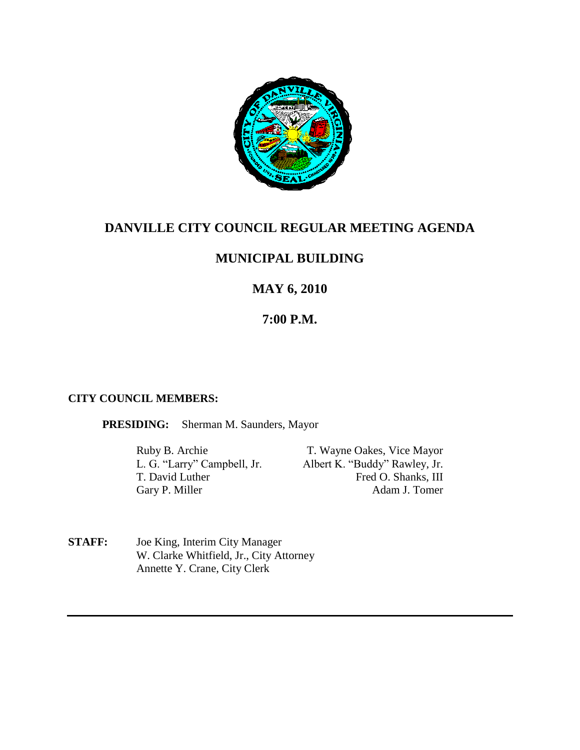# DANVILLE CITY COUNCIL REGULAR MEETING AGENDA

## MUNICIPAL BUILDING

## MAY 6, 2010

## 7:00 P.M.

**CITY COUNCIL MEMBERS:**

**PRESIDING:** Sherman M. Saunders, Mayor

Ruby B. Archie
L. G. "Larry" Campbell, Jr.
T. David Luther
Gary P. Miller
T. Wayne Oakes, Vice Mayor
Albert K. "Buddy" Rawley, Jr.
Fred O. Shanks, III
Adam J. Tomer

**STAFF:** Joe King, Interim City Manager
W. Clarke Whitfield, Jr., City Attorney
Annette Y. Crane, City Clerk

---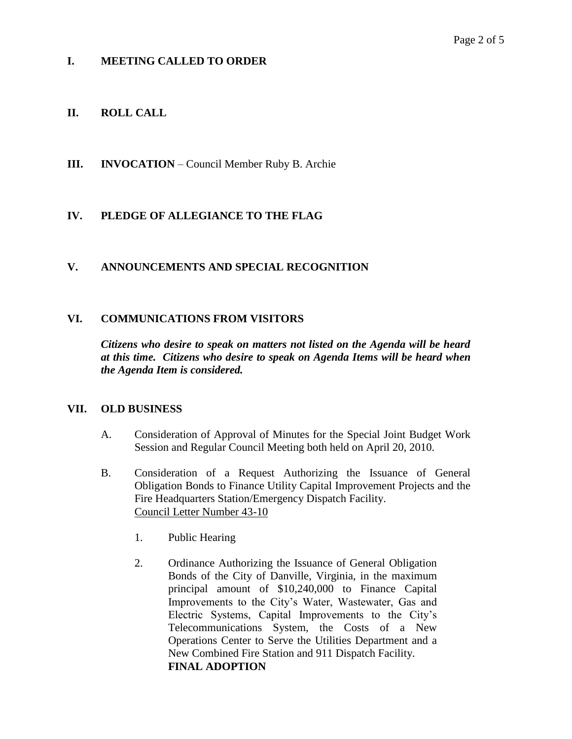## I. MEETING CALLED TO ORDER

## II. ROLL CALL

## III. INVOCATION – Council Member Ruby B. Archie

## IV. PLEDGE OF ALLEGIANCE TO THE FLAG

## V. ANNOUNCEMENTS AND SPECIAL RECOGNITION

## VI. COMMUNICATIONS FROM VISITORS

***Citizens who desire to speak on matters not listed on the Agenda will be heard at this time. Citizens who desire to speak on Agenda Items will be heard when the Agenda Item is considered.***

## VII. OLD BUSINESS

A. Consideration of Approval of Minutes for the Special Joint Budget Work Session and Regular Council Meeting both held on April 20, 2010.

B. Consideration of a Request Authorizing the Issuance of General Obligation Bonds to Finance Utility Capital Improvement Projects and the Fire Headquarters Station/Emergency Dispatch Facility.
Council Letter Number 43-10

1. Public Hearing

2. Ordinance Authorizing the Issuance of General Obligation Bonds of the City of Danville, Virginia, in the maximum principal amount of $10,240,000 to Finance Capital Improvements to the City's Water, Wastewater, Gas and Electric Systems, Capital Improvements to the City's Telecommunications System, the Costs of a New Operations Center to Serve the Utilities Department and a New Combined Fire Station and 911 Dispatch Facility.
**FINAL ADOPTION**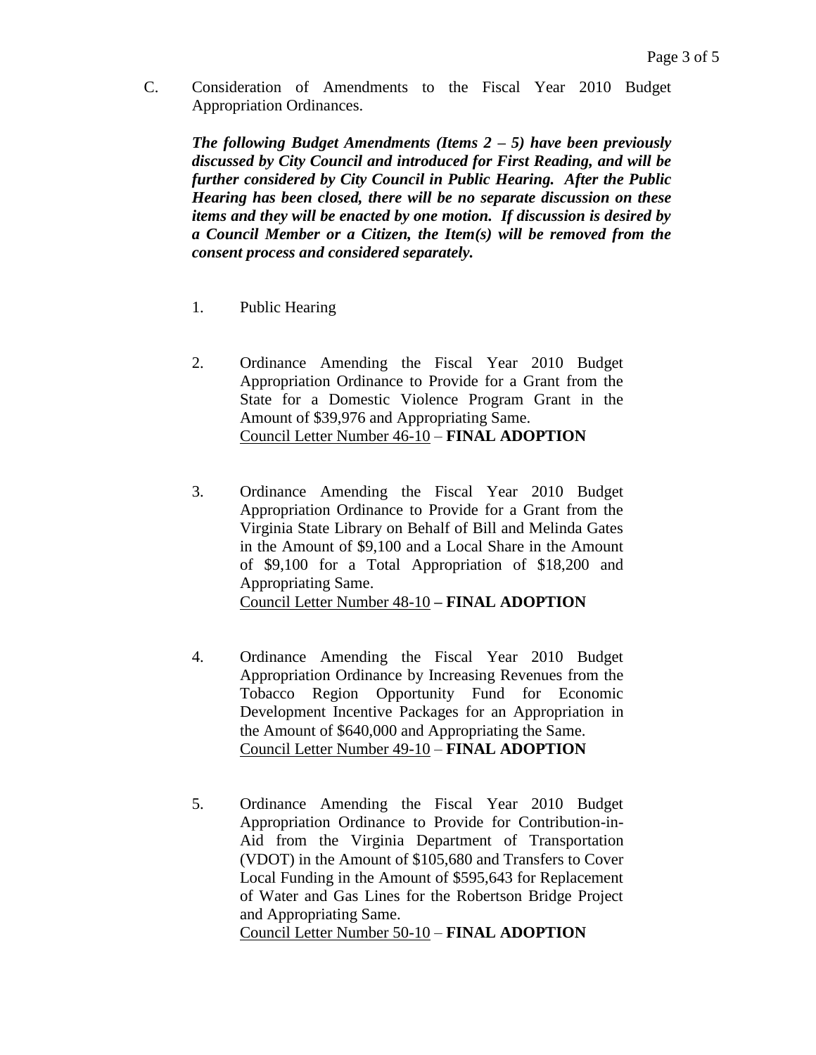C. Consideration of Amendments to the Fiscal Year 2010 Budget Appropriation Ordinances.

***The following Budget Amendments (Items 2 – 5) have been previously discussed by City Council and introduced for First Reading, and will be further considered by City Council in Public Hearing. After the Public Hearing has been closed, there will be no separate discussion on these items and they will be enacted by one motion. If discussion is desired by a Council Member or a Citizen, the Item(s) will be removed from the consent process and considered separately.***

1. Public Hearing

2. Ordinance Amending the Fiscal Year 2010 Budget Appropriation Ordinance to Provide for a Grant from the State for a Domestic Violence Program Grant in the Amount of $39,976 and Appropriating Same.
<u>Council Letter Number 46-10</u> – **FINAL ADOPTION**

3. Ordinance Amending the Fiscal Year 2010 Budget Appropriation Ordinance to Provide for a Grant from the Virginia State Library on Behalf of Bill and Melinda Gates in the Amount of $9,100 and a Local Share in the Amount of $9,100 for a Total Appropriation of $18,200 and Appropriating Same.
<u>Council Letter Number 48-10</u> **– FINAL ADOPTION**

4. Ordinance Amending the Fiscal Year 2010 Budget Appropriation Ordinance by Increasing Revenues from the Tobacco Region Opportunity Fund for Economic Development Incentive Packages for an Appropriation in the Amount of $640,000 and Appropriating the Same.
<u>Council Letter Number 49-10</u> – **FINAL ADOPTION**

5. Ordinance Amending the Fiscal Year 2010 Budget Appropriation Ordinance to Provide for Contribution-in-Aid from the Virginia Department of Transportation (VDOT) in the Amount of $105,680 and Transfers to Cover Local Funding in the Amount of $595,643 for Replacement of Water and Gas Lines for the Robertson Bridge Project and Appropriating Same.
<u>Council Letter Number 50-10</u> – **FINAL ADOPTION**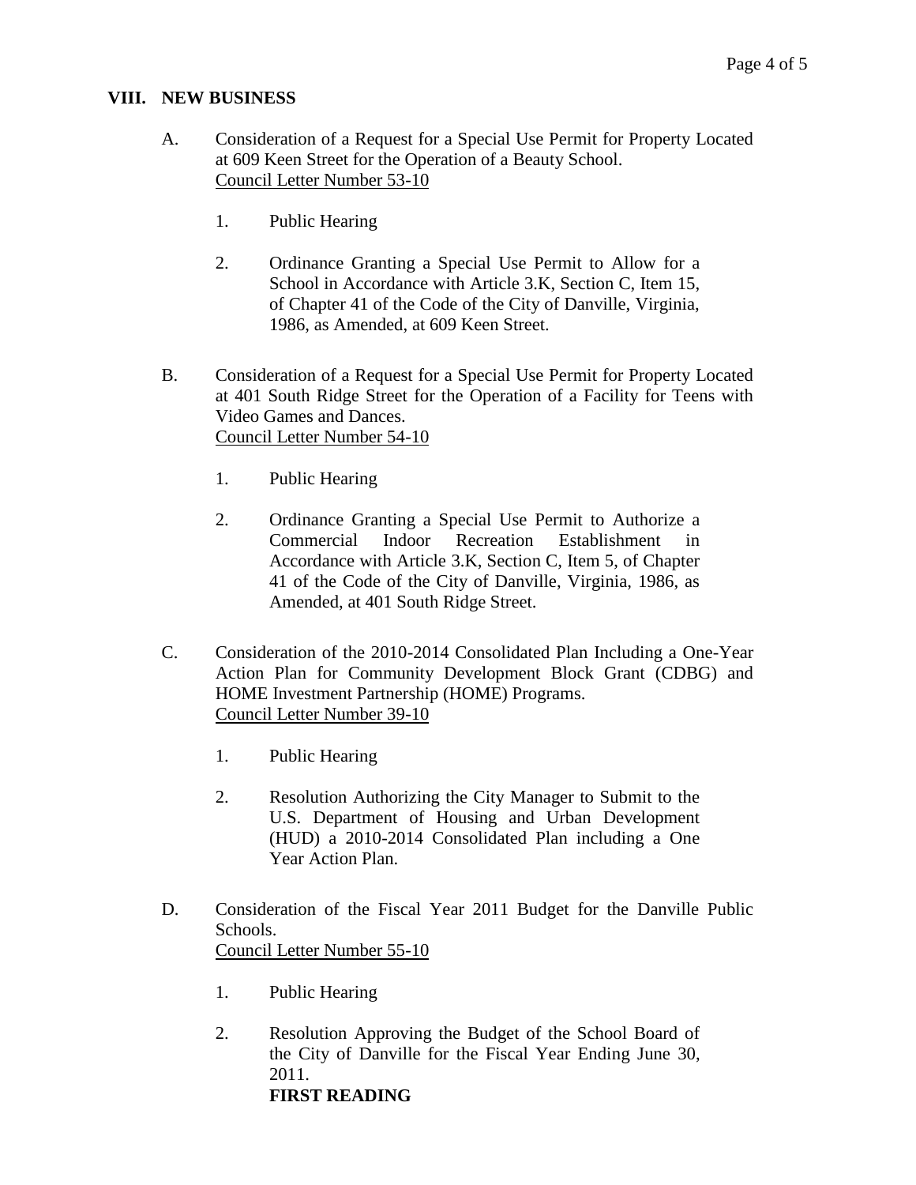## VIII. NEW BUSINESS

A. Consideration of a Request for a Special Use Permit for Property Located at 609 Keen Street for the Operation of a Beauty School.
<u>Council Letter Number 53-10</u>

   1. Public Hearing

   2. Ordinance Granting a Special Use Permit to Allow for a School in Accordance with Article 3.K, Section C, Item 15, of Chapter 41 of the Code of the City of Danville, Virginia, 1986, as Amended, at 609 Keen Street.

B. Consideration of a Request for a Special Use Permit for Property Located at 401 South Ridge Street for the Operation of a Facility for Teens with Video Games and Dances.
<u>Council Letter Number 54-10</u>

   1. Public Hearing

   2. Ordinance Granting a Special Use Permit to Authorize a Commercial Indoor Recreation Establishment in Accordance with Article 3.K, Section C, Item 5, of Chapter 41 of the Code of the City of Danville, Virginia, 1986, as Amended, at 401 South Ridge Street.

C. Consideration of the 2010-2014 Consolidated Plan Including a One-Year Action Plan for Community Development Block Grant (CDBG) and HOME Investment Partnership (HOME) Programs.
<u>Council Letter Number 39-10</u>

   1. Public Hearing

   2. Resolution Authorizing the City Manager to Submit to the U.S. Department of Housing and Urban Development (HUD) a 2010-2014 Consolidated Plan including a One Year Action Plan.

D. Consideration of the Fiscal Year 2011 Budget for the Danville Public Schools.
<u>Council Letter Number 55-10</u>

   1. Public Hearing

   2. Resolution Approving the Budget of the School Board of the City of Danville for the Fiscal Year Ending June 30, 2011.
   **FIRST READING**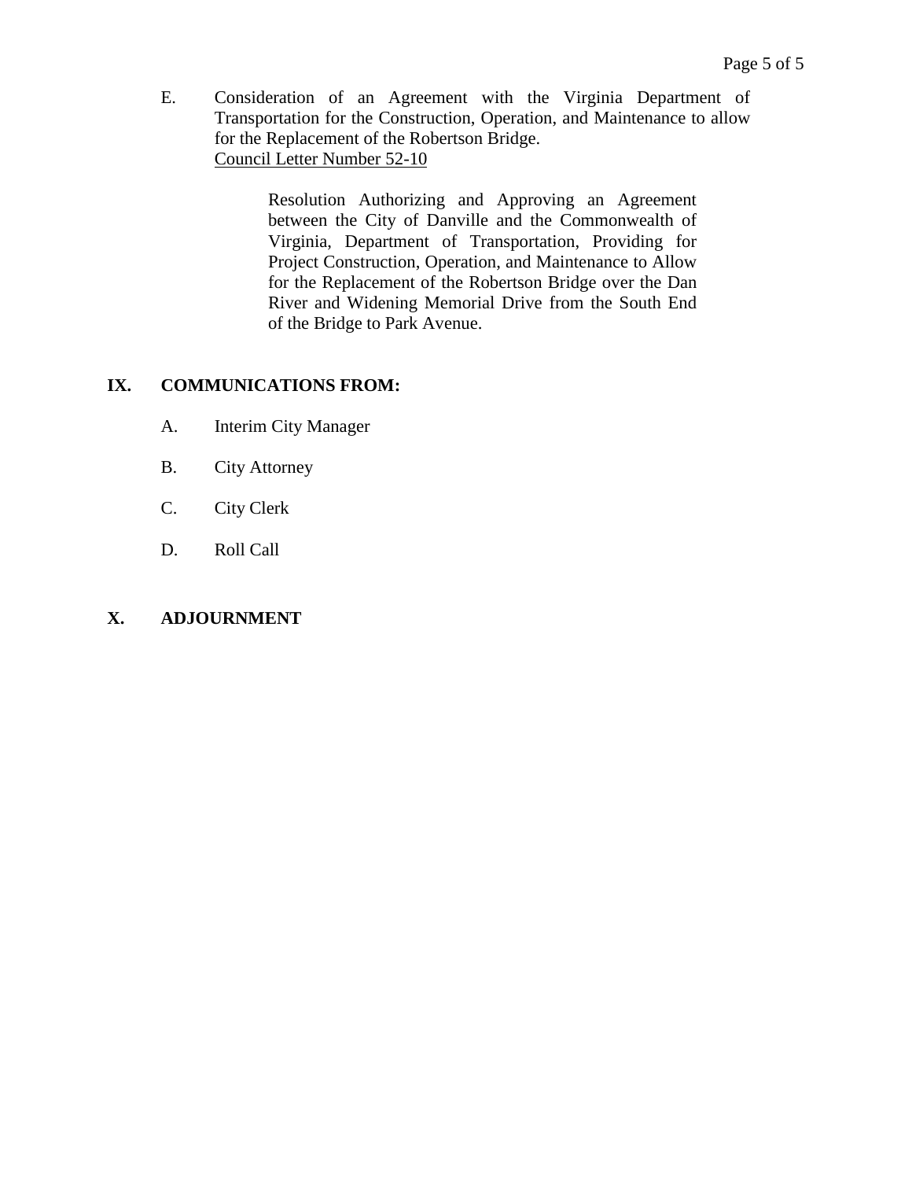E. Consideration of an Agreement with the Virginia Department of Transportation for the Construction, Operation, and Maintenance to allow for the Replacement of the Robertson Bridge.
Council Letter Number 52-10

> Resolution Authorizing and Approving an Agreement between the City of Danville and the Commonwealth of Virginia, Department of Transportation, Providing for Project Construction, Operation, and Maintenance to Allow for the Replacement of the Robertson Bridge over the Dan River and Widening Memorial Drive from the South End of the Bridge to Park Avenue.

## IX. COMMUNICATIONS FROM:

A. Interim City Manager

B. City Attorney

C. City Clerk

D. Roll Call

## X. ADJOURNMENT